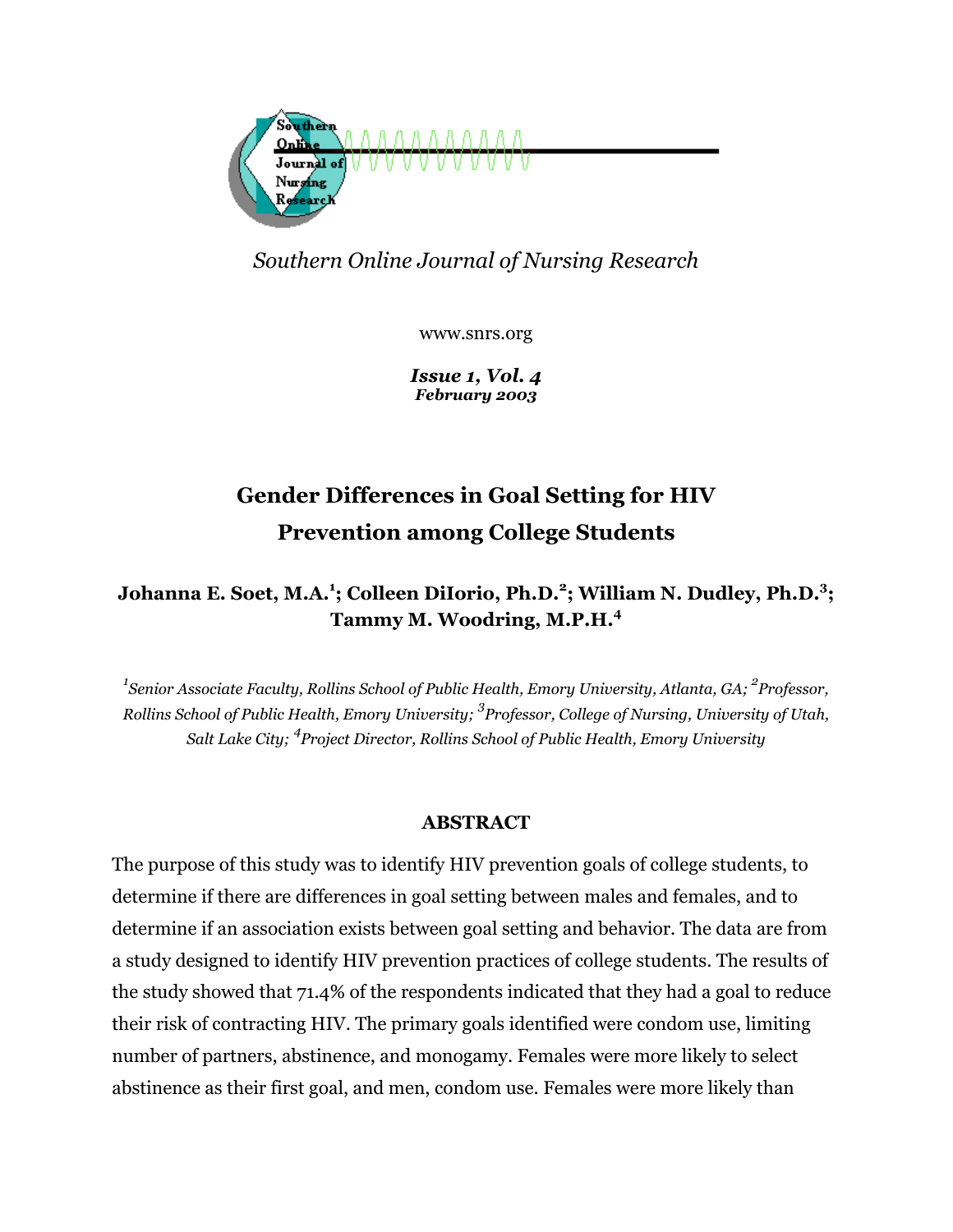*Southern Online Journal of Nursing Research*

www.snrs.org

***Issue 1, Vol. 4***
***February 2003***

# Gender Differences in Goal Setting for HIV Prevention among College Students

**Johanna E. Soet, M.A.[1]; Colleen DiIorio, Ph.D.[2]; William N. Dudley, Ph.D.[3]; Tammy M. Woodring, M.P.H.[4]**

*[1]Senior Associate Faculty, Rollins School of Public Health, Emory University, Atlanta, GA; [2]Professor, Rollins School of Public Health, Emory University; [3]Professor, College of Nursing, University of Utah, Salt Lake City; [4]Project Director, Rollins School of Public Health, Emory University*

## ABSTRACT

The purpose of this study was to identify HIV prevention goals of college students, to determine if there are differences in goal setting between males and females, and to determine if an association exists between goal setting and behavior. The data are from a study designed to identify HIV prevention practices of college students. The results of the study showed that 71.4% of the respondents indicated that they had a goal to reduce their risk of contracting HIV. The primary goals identified were condom use, limiting number of partners, abstinence, and monogamy. Females were more likely to select abstinence as their first goal, and men, condom use. Females were more likely than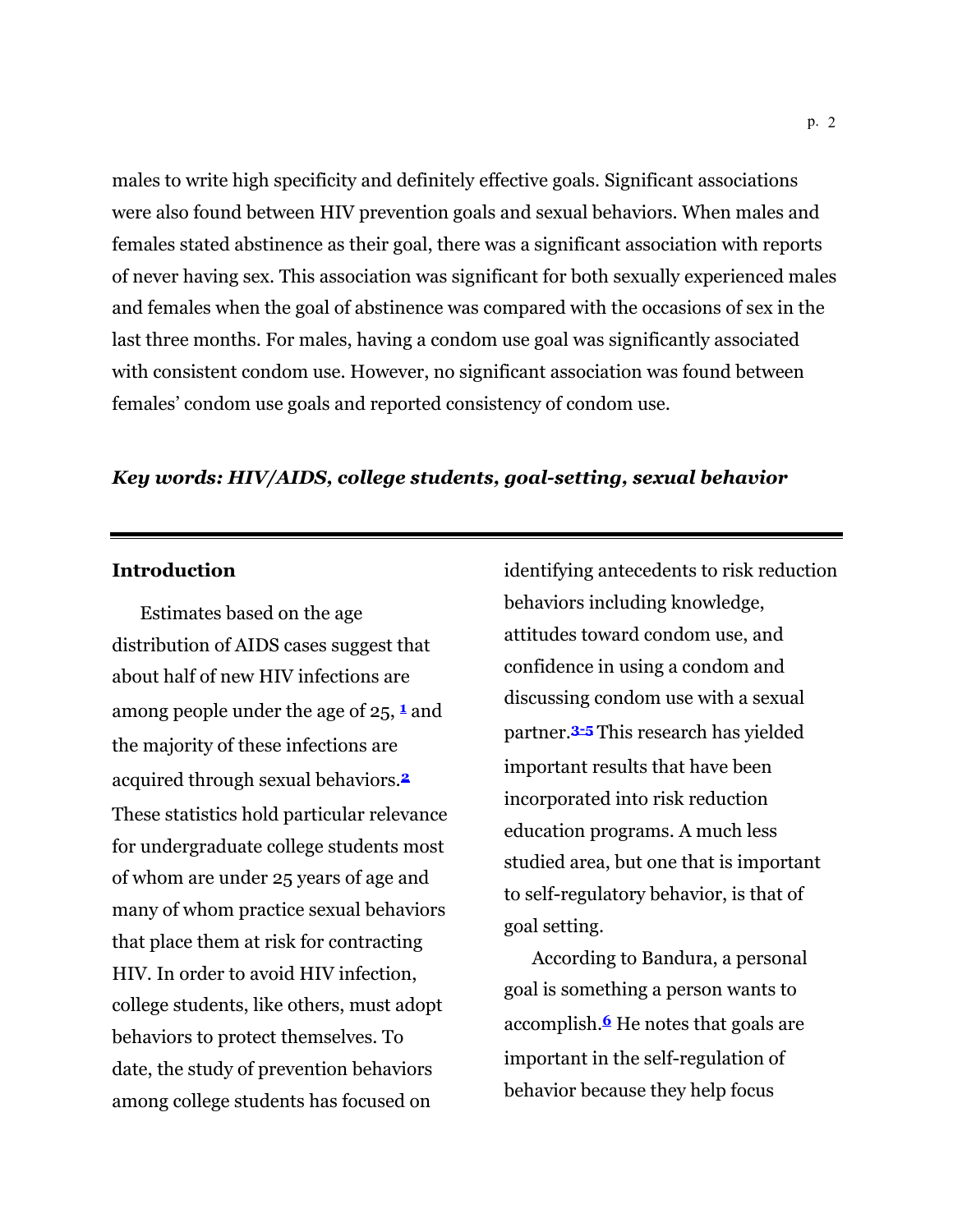males to write high specificity and definitely effective goals. Significant associations were also found between HIV prevention goals and sexual behaviors. When males and females stated abstinence as their goal, there was a significant association with reports of never having sex. This association was significant for both sexually experienced males and females when the goal of abstinence was compared with the occasions of sex in the last three months. For males, having a condom use goal was significantly associated with consistent condom use. However, no significant association was found between females' condom use goals and reported consistency of condom use.

***Key words: HIV/AIDS, college students, goal-setting, sexual behavior***

---

## Introduction

Estimates based on the age distribution of AIDS cases suggest that about half of new HIV infections are among people under the age of 25, [1] and the majority of these infections are acquired through sexual behaviors.[2] These statistics hold particular relevance for undergraduate college students most of whom are under 25 years of age and many of whom practice sexual behaviors that place them at risk for contracting HIV. In order to avoid HIV infection, college students, like others, must adopt behaviors to protect themselves. To date, the study of prevention behaviors among college students has focused on identifying antecedents to risk reduction behaviors including knowledge, attitudes toward condom use, and confidence in using a condom and discussing condom use with a sexual partner.[3-5] This research has yielded important results that have been incorporated into risk reduction education programs. A much less studied area, but one that is important to self-regulatory behavior, is that of goal setting.

According to Bandura, a personal goal is something a person wants to accomplish.[6] He notes that goals are important in the self-regulation of behavior because they help focus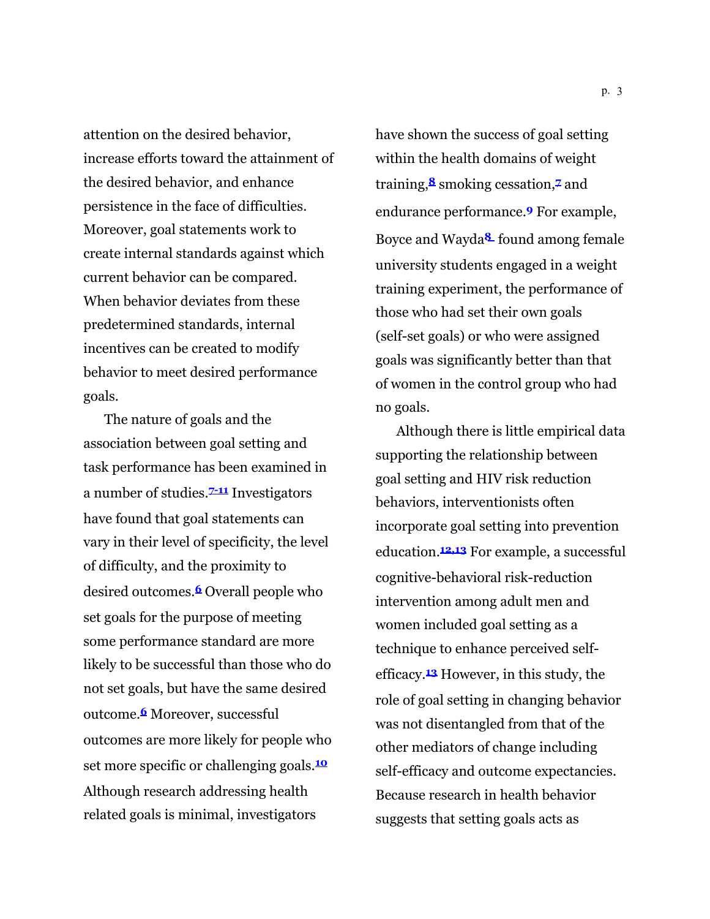attention on the desired behavior, increase efforts toward the attainment of the desired behavior, and enhance persistence in the face of difficulties. Moreover, goal statements work to create internal standards against which current behavior can be compared. When behavior deviates from these predetermined standards, internal incentives can be created to modify behavior to meet desired performance goals.

The nature of goals and the association between goal setting and task performance has been examined in a number of studies.[7-11] Investigators have found that goal statements can vary in their level of specificity, the level of difficulty, and the proximity to desired outcomes.[6] Overall people who set goals for the purpose of meeting some performance standard are more likely to be successful than those who do not set goals, but have the same desired outcome.[6] Moreover, successful outcomes are more likely for people who set more specific or challenging goals.[10] Although research addressing health related goals is minimal, investigators have shown the success of goal setting within the health domains of weight training,[8] smoking cessation,[7] and endurance performance.[9] For example, Boyce and Wayda[8] found among female university students engaged in a weight training experiment, the performance of those who had set their own goals (self-set goals) or who were assigned goals was significantly better than that of women in the control group who had no goals.

Although there is little empirical data supporting the relationship between goal setting and HIV risk reduction behaviors, interventionists often incorporate goal setting into prevention education.[12,13] For example, a successful cognitive-behavioral risk-reduction intervention among adult men and women included goal setting as a technique to enhance perceived self-efficacy.[13] However, in this study, the role of goal setting in changing behavior was not disentangled from that of the other mediators of change including self-efficacy and outcome expectancies. Because research in health behavior suggests that setting goals acts as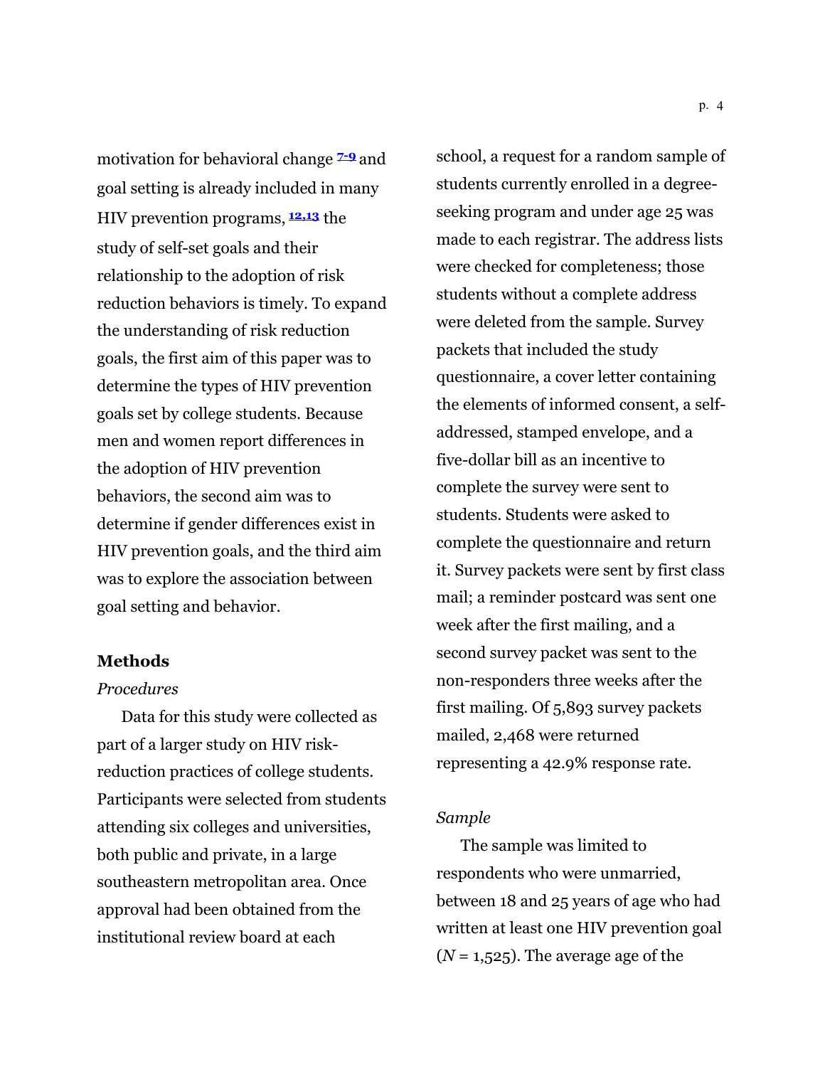motivation for behavioral change [7-9] and goal setting is already included in many HIV prevention programs, [12,13] the study of self-set goals and their relationship to the adoption of risk reduction behaviors is timely. To expand the understanding of risk reduction goals, the first aim of this paper was to determine the types of HIV prevention goals set by college students. Because men and women report differences in the adoption of HIV prevention behaviors, the second aim was to determine if gender differences exist in HIV prevention goals, and the third aim was to explore the association between goal setting and behavior.

## Methods

### *Procedures*

Data for this study were collected as part of a larger study on HIV risk-reduction practices of college students. Participants were selected from students attending six colleges and universities, both public and private, in a large southeastern metropolitan area. Once approval had been obtained from the institutional review board at each school, a request for a random sample of students currently enrolled in a degree-seeking program and under age 25 was made to each registrar. The address lists were checked for completeness; those students without a complete address were deleted from the sample. Survey packets that included the study questionnaire, a cover letter containing the elements of informed consent, a self-addressed, stamped envelope, and a five-dollar bill as an incentive to complete the survey were sent to students. Students were asked to complete the questionnaire and return it. Survey packets were sent by first class mail; a reminder postcard was sent one week after the first mailing, and a second survey packet was sent to the non-responders three weeks after the first mailing. Of 5,893 survey packets mailed, 2,468 were returned representing a 42.9% response rate.

### *Sample*

The sample was limited to respondents who were unmarried, between 18 and 25 years of age who had written at least one HIV prevention goal ($N$ = 1,525). The average age of the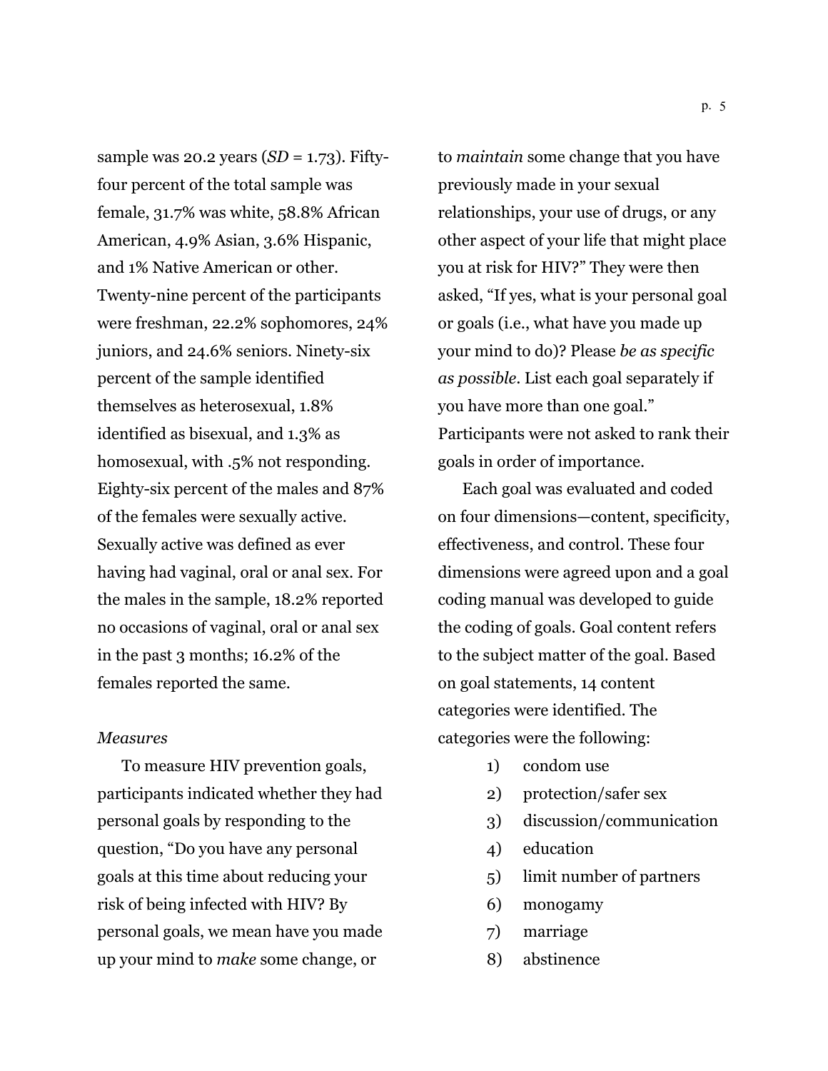sample was 20.2 years (*SD* = 1.73). Fifty-four percent of the total sample was female, 31.7% was white, 58.8% African American, 4.9% Asian, 3.6% Hispanic, and 1% Native American or other. Twenty-nine percent of the participants were freshman, 22.2% sophomores, 24% juniors, and 24.6% seniors. Ninety-six percent of the sample identified themselves as heterosexual, 1.8% identified as bisexual, and 1.3% as homosexual, with .5% not responding. Eighty-six percent of the males and 87% of the females were sexually active. Sexually active was defined as ever having had vaginal, oral or anal sex. For the males in the sample, 18.2% reported no occasions of vaginal, oral or anal sex in the past 3 months; 16.2% of the females reported the same.

*Measures*

To measure HIV prevention goals, participants indicated whether they had personal goals by responding to the question, "Do you have any personal goals at this time about reducing your risk of being infected with HIV? By personal goals, we mean have you made up your mind to *make* some change, or to *maintain* some change that you have previously made in your sexual relationships, your use of drugs, or any other aspect of your life that might place you at risk for HIV?" They were then asked, "If yes, what is your personal goal or goals (i.e., what have you made up your mind to do)? Please *be as specific as possible*. List each goal separately if you have more than one goal." Participants were not asked to rank their goals in order of importance.

Each goal was evaluated and coded on four dimensions—content, specificity, effectiveness, and control. These four dimensions were agreed upon and a goal coding manual was developed to guide the coding of goals. Goal content refers to the subject matter of the goal. Based on goal statements, 14 content categories were identified. The categories were the following:

1) condom use
2) protection/safer sex
3) discussion/communication
4) education
5) limit number of partners
6) monogamy
7) marriage
8) abstinence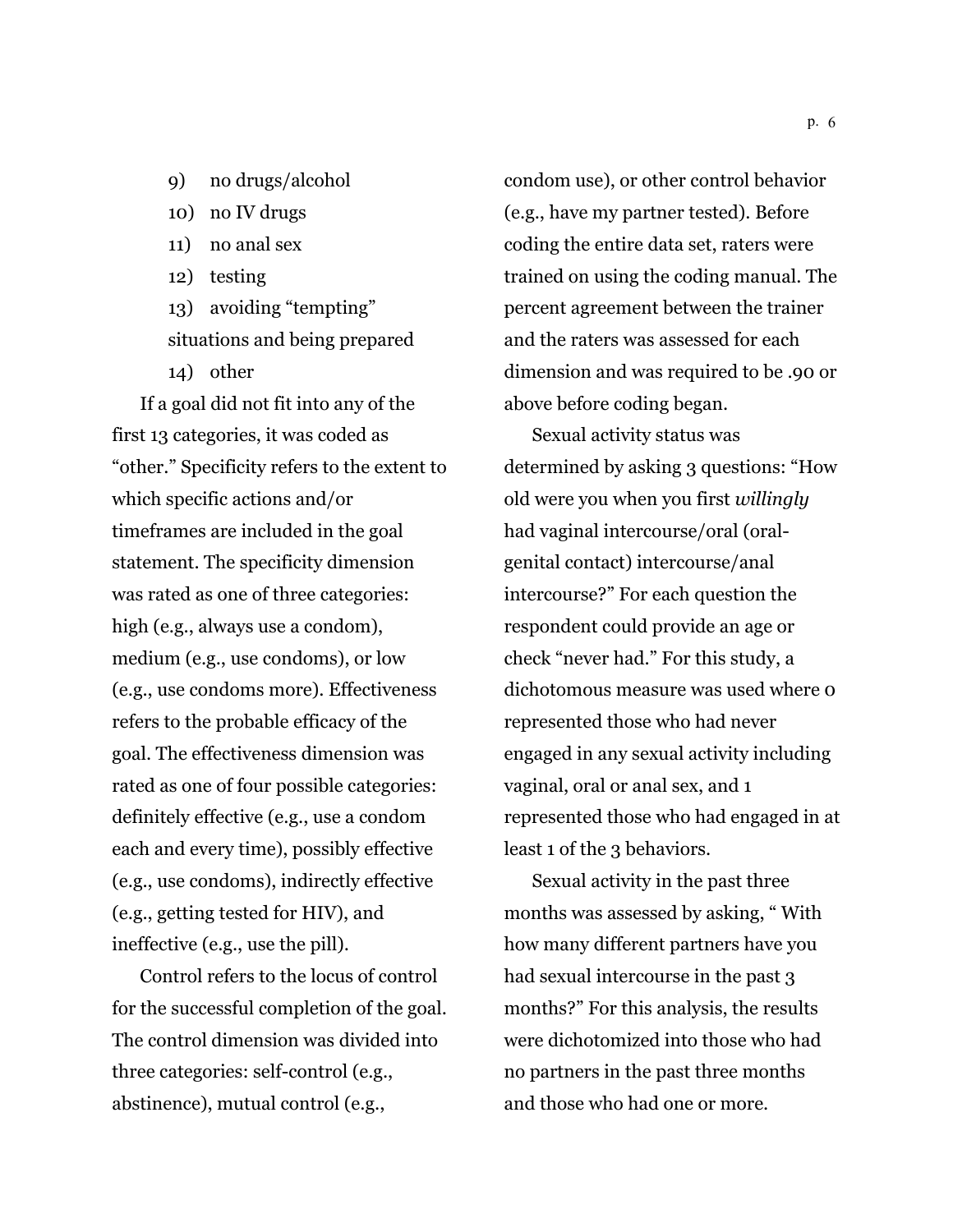9) no drugs/alcohol
10) no IV drugs
11) no anal sex
12) testing
13) avoiding "tempting" situations and being prepared
14) other

If a goal did not fit into any of the first 13 categories, it was coded as "other." Specificity refers to the extent to which specific actions and/or timeframes are included in the goal statement. The specificity dimension was rated as one of three categories: high (e.g., always use a condom), medium (e.g., use condoms), or low (e.g., use condoms more). Effectiveness refers to the probable efficacy of the goal. The effectiveness dimension was rated as one of four possible categories: definitely effective (e.g., use a condom each and every time), possibly effective (e.g., use condoms), indirectly effective (e.g., getting tested for HIV), and ineffective (e.g., use the pill).

Control refers to the locus of control for the successful completion of the goal. The control dimension was divided into three categories: self-control (e.g., abstinence), mutual control (e.g., condom use), or other control behavior (e.g., have my partner tested). Before coding the entire data set, raters were trained on using the coding manual. The percent agreement between the trainer and the raters was assessed for each dimension and was required to be .90 or above before coding began.

Sexual activity status was determined by asking 3 questions: "How old were you when you first *willingly* had vaginal intercourse/oral (oral-genital contact) intercourse/anal intercourse?" For each question the respondent could provide an age or check "never had." For this study, a dichotomous measure was used where 0 represented those who had never engaged in any sexual activity including vaginal, oral or anal sex, and 1 represented those who had engaged in at least 1 of the 3 behaviors.

Sexual activity in the past three months was assessed by asking, " With how many different partners have you had sexual intercourse in the past 3 months?" For this analysis, the results were dichotomized into those who had no partners in the past three months and those who had one or more.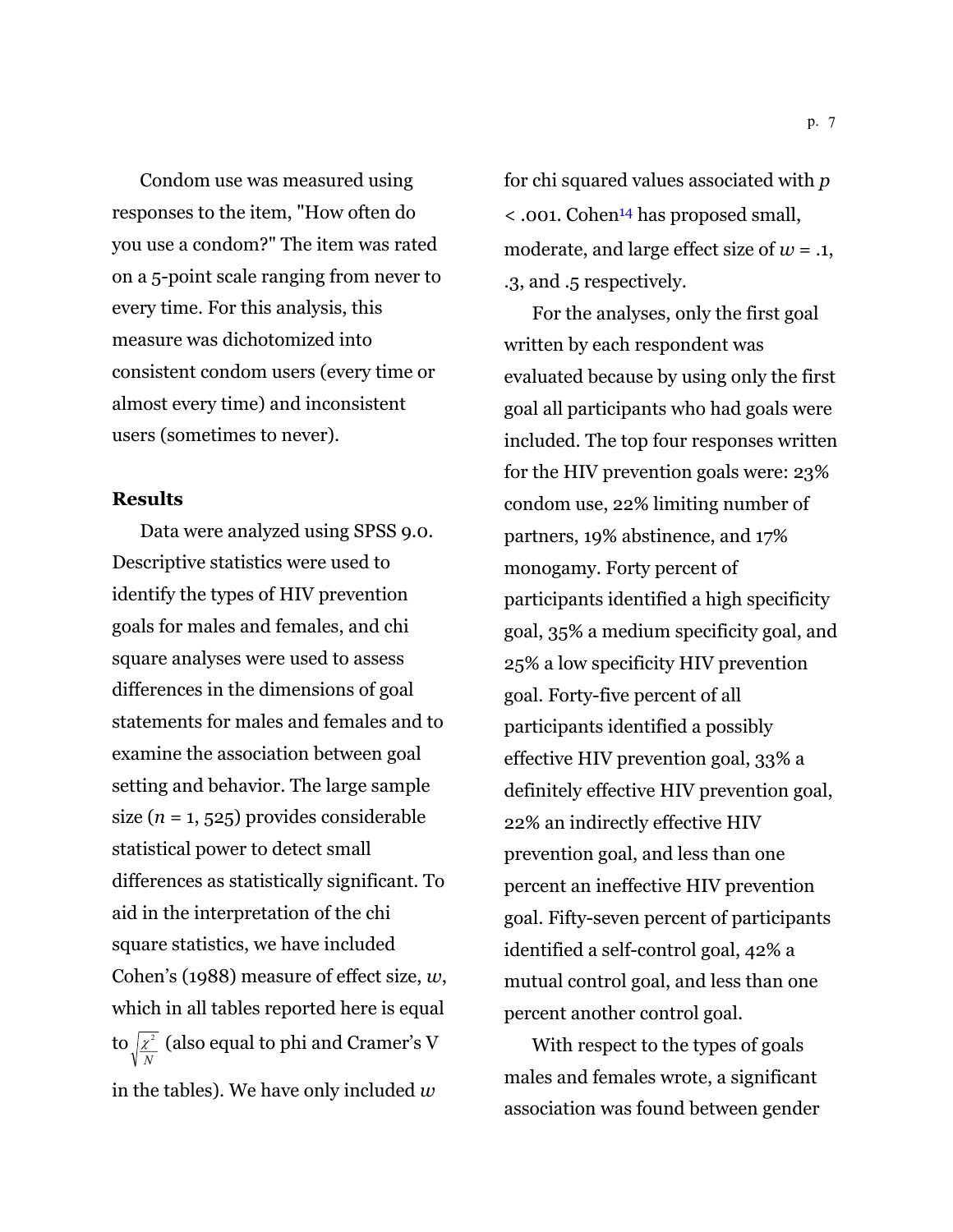Condom use was measured using responses to the item, "How often do you use a condom?" The item was rated on a 5-point scale ranging from never to every time. For this analysis, this measure was dichotomized into consistent condom users (every time or almost every time) and inconsistent users (sometimes to never).

**Results**

Data were analyzed using SPSS 9.0. Descriptive statistics were used to identify the types of HIV prevention goals for males and females, and chi square analyses were used to assess differences in the dimensions of goal statements for males and females and to examine the association between goal setting and behavior. The large sample size ($n$ = 1, 525) provides considerable statistical power to detect small differences as statistically significant. To aid in the interpretation of the chi square statistics, we have included Cohen's (1988) measure of effect size, $w$, which in all tables reported here is equal to $\sqrt{\frac{\chi^2}{N}}$ (also equal to phi and Cramer's V in the tables). We have only included $w$ for chi squared values associated with $p < .001$. Cohen[14] has proposed small, moderate, and large effect size of $w$ = .1, .3, and .5 respectively.

For the analyses, only the first goal written by each respondent was evaluated because by using only the first goal all participants who had goals were included. The top four responses written for the HIV prevention goals were: 23% condom use, 22% limiting number of partners, 19% abstinence, and 17% monogamy. Forty percent of participants identified a high specificity goal, 35% a medium specificity goal, and 25% a low specificity HIV prevention goal. Forty-five percent of all participants identified a possibly effective HIV prevention goal, 33% a definitely effective HIV prevention goal, 22% an indirectly effective HIV prevention goal, and less than one percent an ineffective HIV prevention goal. Fifty-seven percent of participants identified a self-control goal, 42% a mutual control goal, and less than one percent another control goal.

With respect to the types of goals males and females wrote, a significant association was found between gender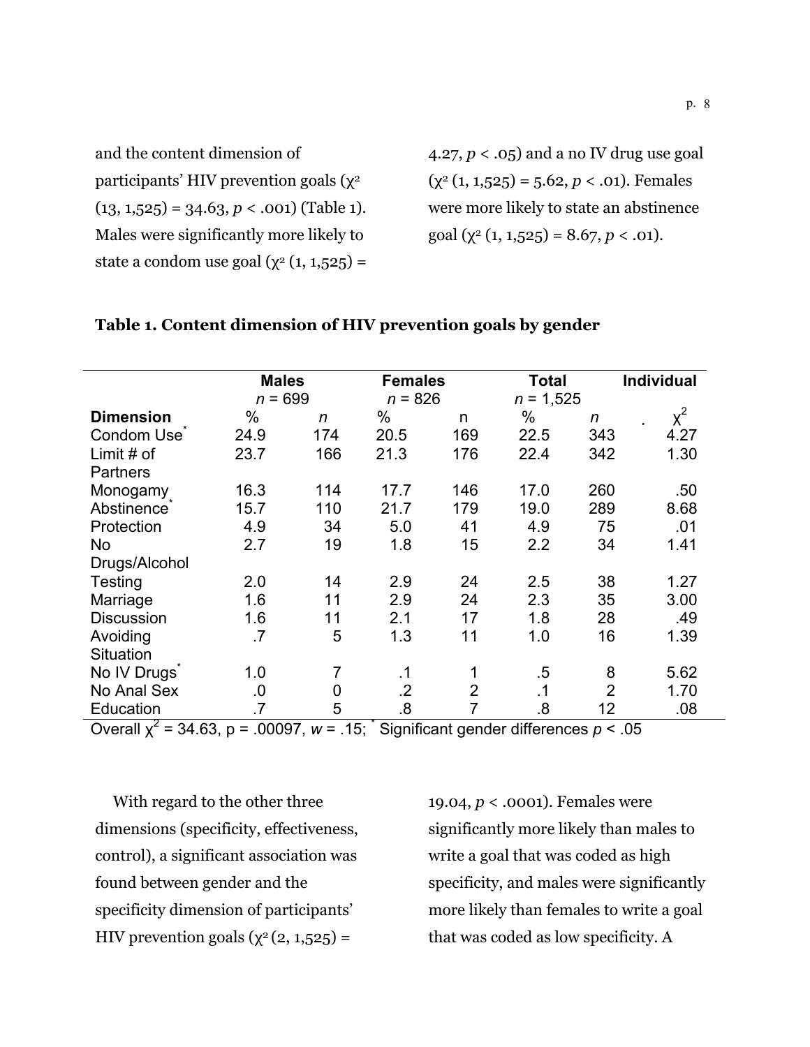and the content dimension of participants' HIV prevention goals ($\chi^2$ (13, 1,525) = 34.63, $p < .001$) (Table 1). Males were significantly more likely to state a condom use goal ($\chi^2$ (1, 1,525) = 4.27, $p < .05$) and a no IV drug use goal ($\chi^2$ (1, 1,525) = 5.62, $p < .01$). Females were more likely to state an abstinence goal ($\chi^2$ (1, 1,525) = 8.67, $p < .01$).

**Table 1. Content dimension of HIV prevention goals by gender**

| | Males $n$ = 699 | | Females $n$ = 826 | | Total $n$ = 1,525 | | Individual |
|---|---|---|---|---|---|---|---|
| **Dimension** | % | $n$ | % | n | % | $n$ | $\chi^2$ |
| Condom Use* | 24.9 | 174 | 20.5 | 169 | 22.5 | 343 | 4.27 |
| Limit # of Partners | 23.7 | 166 | 21.3 | 176 | 22.4 | 342 | 1.30 |
| Monogamy | 16.3 | 114 | 17.7 | 146 | 17.0 | 260 | .50 |
| Abstinence* | 15.7 | 110 | 21.7 | 179 | 19.0 | 289 | 8.68 |
| Protection | 4.9 | 34 | 5.0 | 41 | 4.9 | 75 | .01 |
| No Drugs/Alcohol | 2.7 | 19 | 1.8 | 15 | 2.2 | 34 | 1.41 |
| Testing | 2.0 | 14 | 2.9 | 24 | 2.5 | 38 | 1.27 |
| Marriage | 1.6 | 11 | 2.9 | 24 | 2.3 | 35 | 3.00 |
| Discussion | 1.6 | 11 | 2.1 | 17 | 1.8 | 28 | .49 |
| Avoiding Situation | .7 | 5 | 1.3 | 11 | 1.0 | 16 | 1.39 |
| No IV Drugs* | 1.0 | 7 | .1 | 1 | .5 | 8 | 5.62 |
| No Anal Sex | .0 | 0 | .2 | 2 | .1 | 2 | 1.70 |
| Education | .7 | 5 | .8 | 7 | .8 | 12 | .08 |

Overall $\chi^2$ = 34.63, p = .00097, $w$ = .15; * Significant gender differences $p < .05$

With regard to the other three dimensions (specificity, effectiveness, control), a significant association was found between gender and the specificity dimension of participants' HIV prevention goals ($\chi^2$ (2, 1,525) = 19.04, $p < .0001$). Females were significantly more likely than males to write a goal that was coded as high specificity, and males were significantly more likely than females to write a goal that was coded as low specificity. A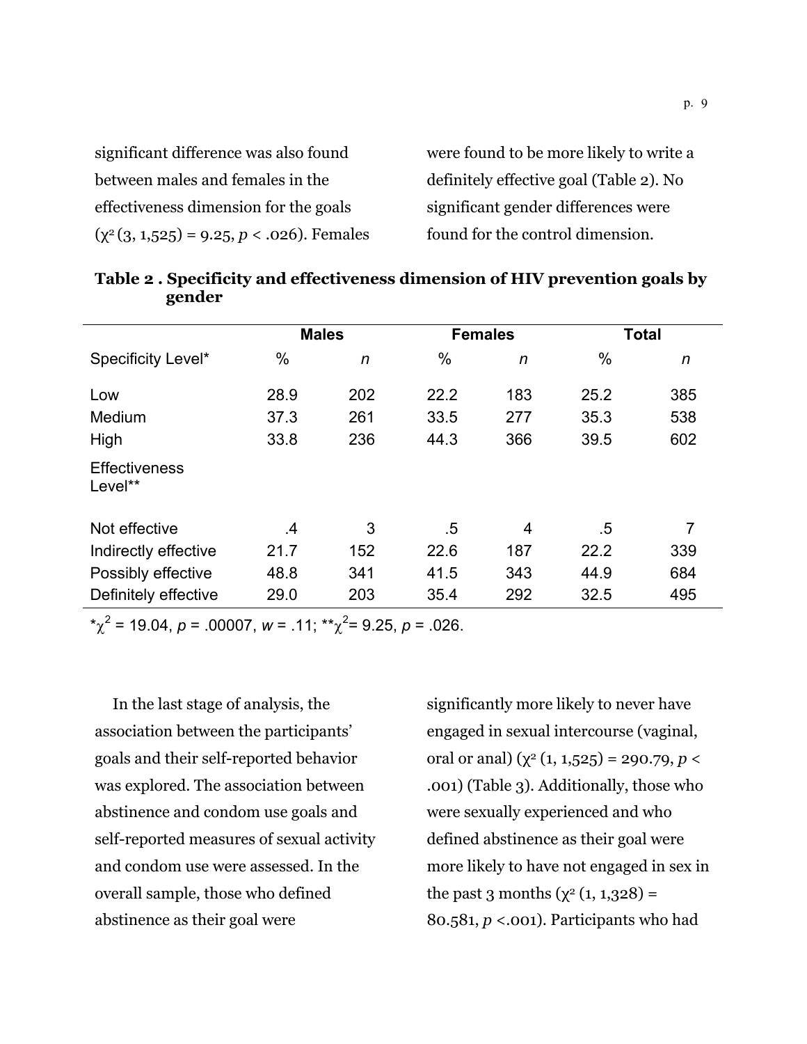significant difference was also found between males and females in the effectiveness dimension for the goals ($\chi^2$ (3, 1,525) = 9.25, $p < .026$). Females were found to be more likely to write a definitely effective goal (Table 2). No significant gender differences were found for the control dimension.

**Table 2 . Specificity and effectiveness dimension of HIV prevention goals by gender**

| | Males | | Females | | Total | |
|---|---|---|---|---|---|---|
| Specificity Level* | % | *n* | % | *n* | % | *n* |
| Low | 28.9 | 202 | 22.2 | 183 | 25.2 | 385 |
| Medium | 37.3 | 261 | 33.5 | 277 | 35.3 | 538 |
| High | 33.8 | 236 | 44.3 | 366 | 39.5 | 602 |
| Effectiveness Level** | | | | | | |
| Not effective | .4 | 3 | .5 | 4 | .5 | 7 |
| Indirectly effective | 21.7 | 152 | 22.6 | 187 | 22.2 | 339 |
| Possibly effective | 48.8 | 341 | 41.5 | 343 | 44.9 | 684 |
| Definitely effective | 29.0 | 203 | 35.4 | 292 | 32.5 | 495 |

*$\chi^2$ = 19.04, $p$ = .00007, $w$ = .11; **$\chi^2$= 9.25, $p$ = .026.

In the last stage of analysis, the association between the participants' goals and their self-reported behavior was explored. The association between abstinence and condom use goals and self-reported measures of sexual activity and condom use were assessed. In the overall sample, those who defined abstinence as their goal were significantly more likely to never have engaged in sexual intercourse (vaginal, oral or anal) ($\chi^2$ (1, 1,525) = 290.79, $p <$ .001) (Table 3). Additionally, those who were sexually experienced and who defined abstinence as their goal were more likely to have not engaged in sex in the past 3 months ($\chi^2$ (1, 1,328) = 80.581, $p$ <.001). Participants who had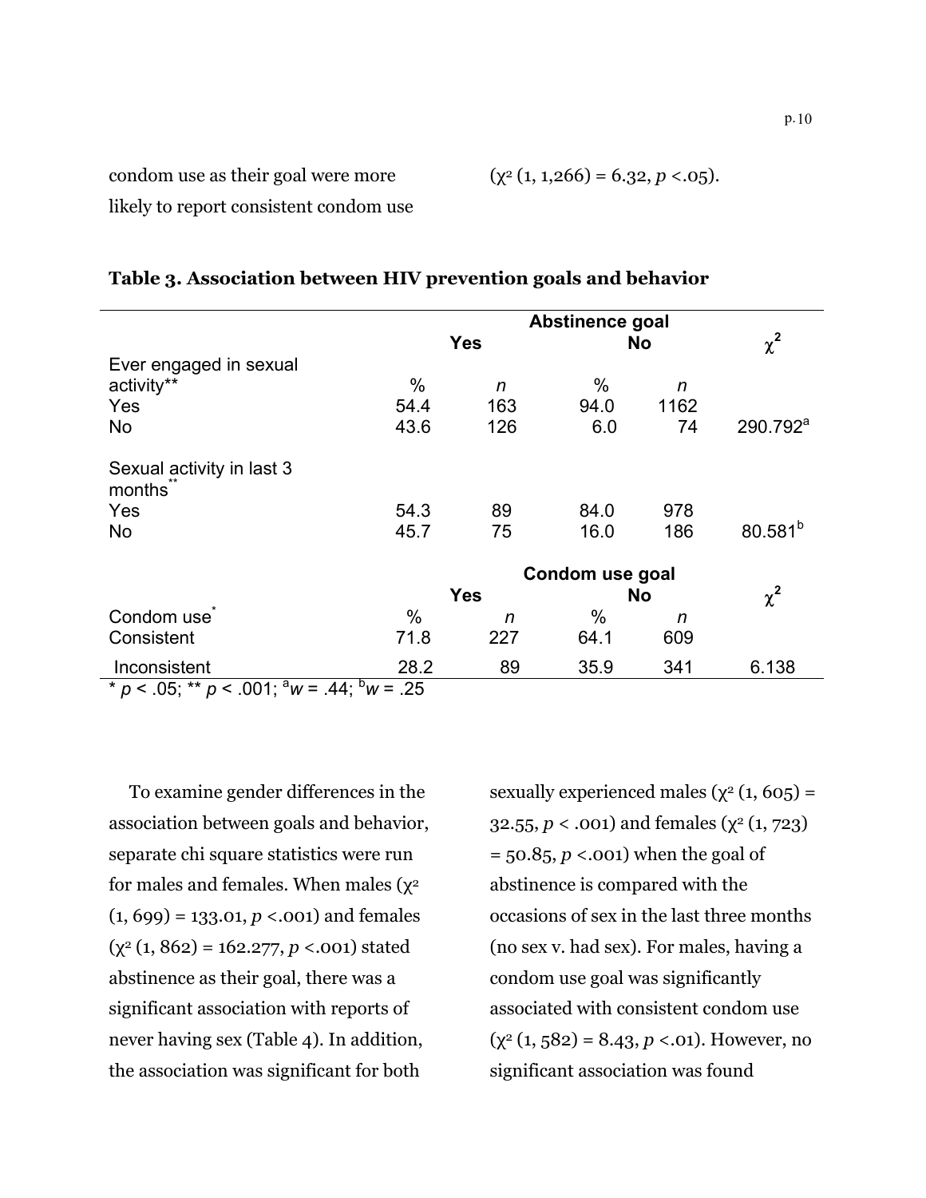condom use as their goal were more likely to report consistent condom use ($\chi^2$ (1, 1,266) = 6.32, $p$ <.05).

**Table 3. Association between HIV prevention goals and behavior**

| | Abstinence goal | | | | |
|---|---|---|---|---|---|
| | Yes | | No | | $\chi^2$ |
| Ever engaged in sexual activity** | % | *n* | % | *n* | |
| Yes | 54.4 | 163 | 94.0 | 1162 | |
| No | 43.6 | 126 | 6.0 | 74 | 290.792[a] |
| Sexual activity in last 3 months** | | | | | |
| Yes | 54.3 | 89 | 84.0 | 978 | |
| No | 45.7 | 75 | 16.0 | 186 | 80.581[b] |
| | Condom use goal | | | | |
| | Yes | | No | | $\chi^2$ |
| Condom use* | % | *n* | % | *n* | |
| Consistent | 71.8 | 227 | 64.1 | 609 | |
| Inconsistent | 28.2 | 89 | 35.9 | 341 | 6.138 |

* $p$ < .05; ** $p$ < .001; [a]$w$ = .44; [b]$w$ = .25

To examine gender differences in the association between goals and behavior, separate chi square statistics were run for males and females. When males ($\chi^2$ (1, 699) = 133.01, $p$ <.001) and females ($\chi^2$ (1, 862) = 162.277, $p$ <.001) stated abstinence as their goal, there was a significant association with reports of never having sex (Table 4). In addition, the association was significant for both sexually experienced males ($\chi^2$ (1, 605) = 32.55, $p$ < .001) and females ($\chi^2$ (1, 723) = 50.85, $p$ <.001) when the goal of abstinence is compared with the occasions of sex in the last three months (no sex v. had sex). For males, having a condom use goal was significantly associated with consistent condom use ($\chi^2$ (1, 582) = 8.43, $p$ <.01). However, no significant association was found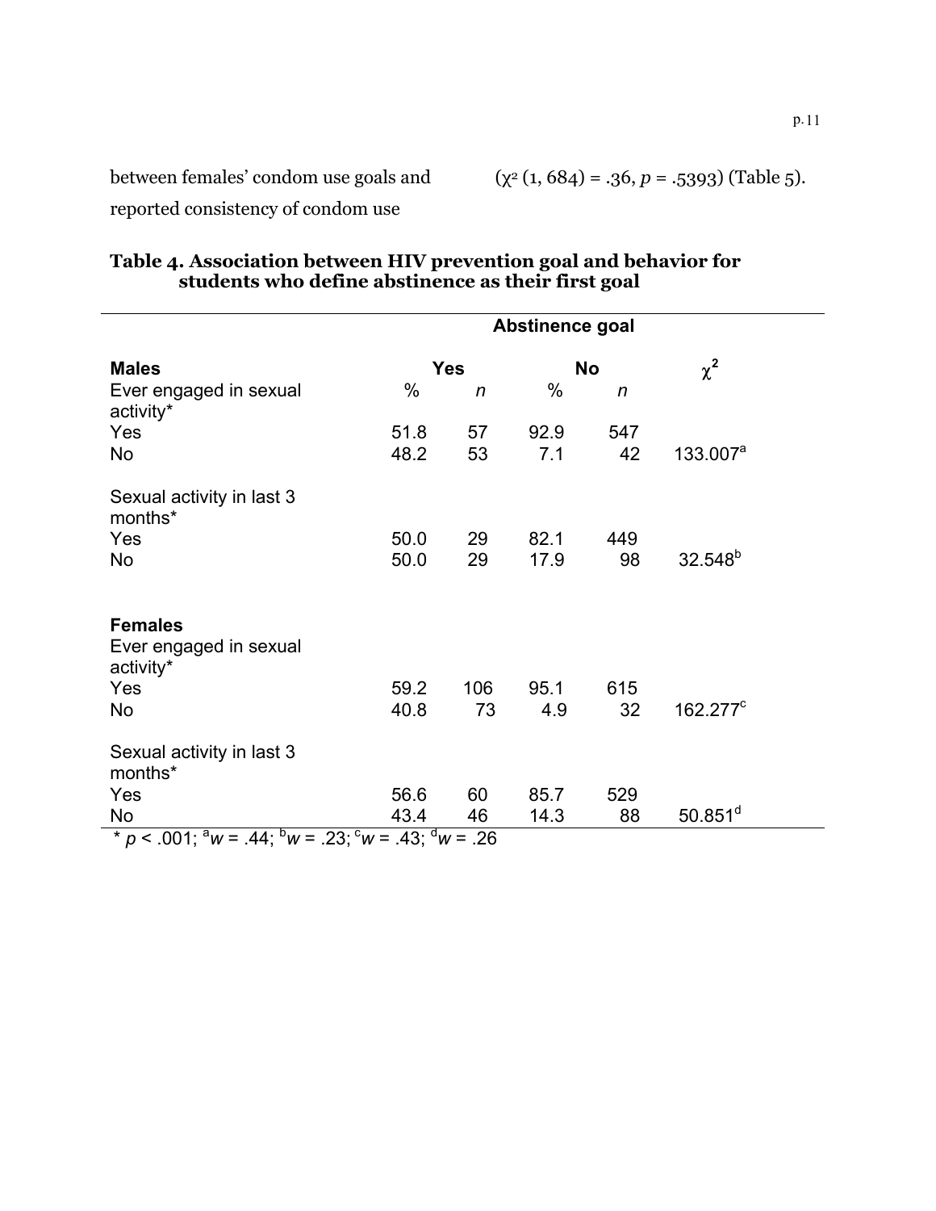between females' condom use goals and reported consistency of condom use ($\chi^2$ (1, 684) = .36, *p* = .5393) (Table 5).

**Table 4. Association between HIV prevention goal and behavior for students who define abstinence as their first goal**

| | Abstinence goal | | | | |
|---|---|---|---|---|---|
| **Males** | **Yes** | | **No** | | $\chi^2$ |
| Ever engaged in sexual activity* | % | *n* | % | *n* | |
| Yes | 51.8 | 57 | 92.9 | 547 | |
| No | 48.2 | 53 | 7.1 | 42 | 133.007[a] |
| Sexual activity in last 3 months* | | | | | |
| Yes | 50.0 | 29 | 82.1 | 449 | |
| No | 50.0 | 29 | 17.9 | 98 | 32.548[b] |
| **Females** | | | | | |
| Ever engaged in sexual activity* | | | | | |
| Yes | 59.2 | 106 | 95.1 | 615 | |
| No | 40.8 | 73 | 4.9 | 32 | 162.277[c] |
| Sexual activity in last 3 months* | | | | | |
| Yes | 56.6 | 60 | 85.7 | 529 | |
| No | 43.4 | 46 | 14.3 | 88 | 50.851[d] |

* $p < .001$; [a]*w* = .44; [b]*w* = .23; [c]*w* = .43; [d]*w* = .26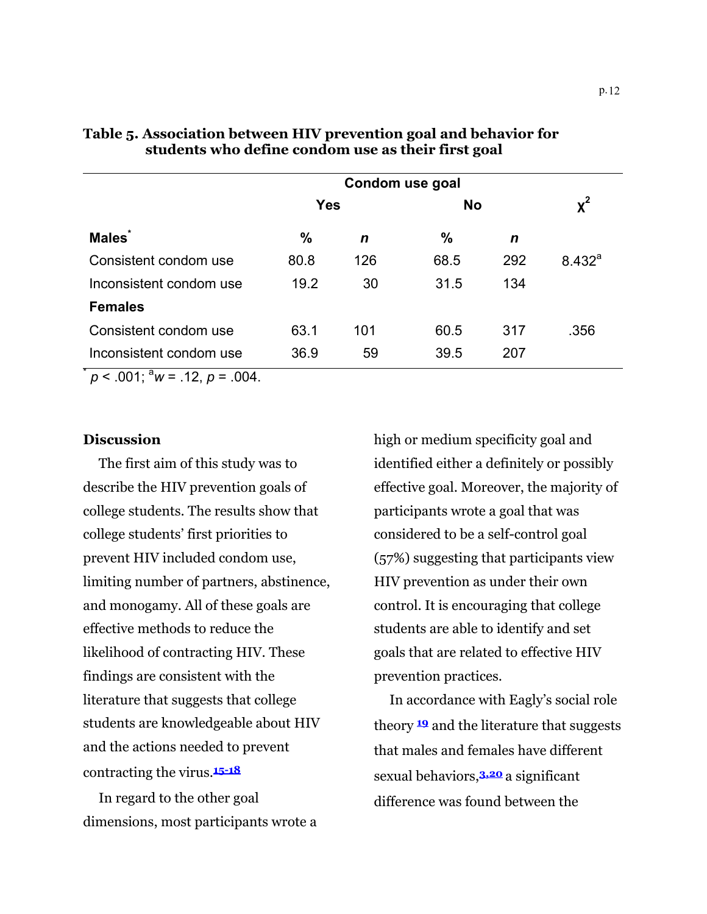**Table 5. Association between HIV prevention goal and behavior for students who define condom use as their first goal**

| | Condom use goal | | | | |
|---|---|---|---|---|---|
| | Yes | | No | | $\chi^2$ |
| **Males**[*] | % | *n* | % | *n* | |
| Consistent condom use | 80.8 | 126 | 68.5 | 292 | 8.432[a] |
| Inconsistent condom use | 19.2 | 30 | 31.5 | 134 | |
| **Females** | | | | | |
| Consistent condom use | 63.1 | 101 | 60.5 | 317 | .356 |
| Inconsistent condom use | 36.9 | 59 | 39.5 | 207 | |

[*] $p < .001$; [a] $w = .12$, $p = .004$.

## Discussion

The first aim of this study was to describe the HIV prevention goals of college students. The results show that college students' first priorities to prevent HIV included condom use, limiting number of partners, abstinence, and monogamy. All of these goals are effective methods to reduce the likelihood of contracting HIV. These findings are consistent with the literature that suggests that college students are knowledgeable about HIV and the actions needed to prevent contracting the virus.[15-18]

In regard to the other goal dimensions, most participants wrote a high or medium specificity goal and identified either a definitely or possibly effective goal. Moreover, the majority of participants wrote a goal that was considered to be a self-control goal (57%) suggesting that participants view HIV prevention as under their own control. It is encouraging that college students are able to identify and set goals that are related to effective HIV prevention practices.

In accordance with Eagly's social role theory [19] and the literature that suggests that males and females have different sexual behaviors,[3,20] a significant difference was found between the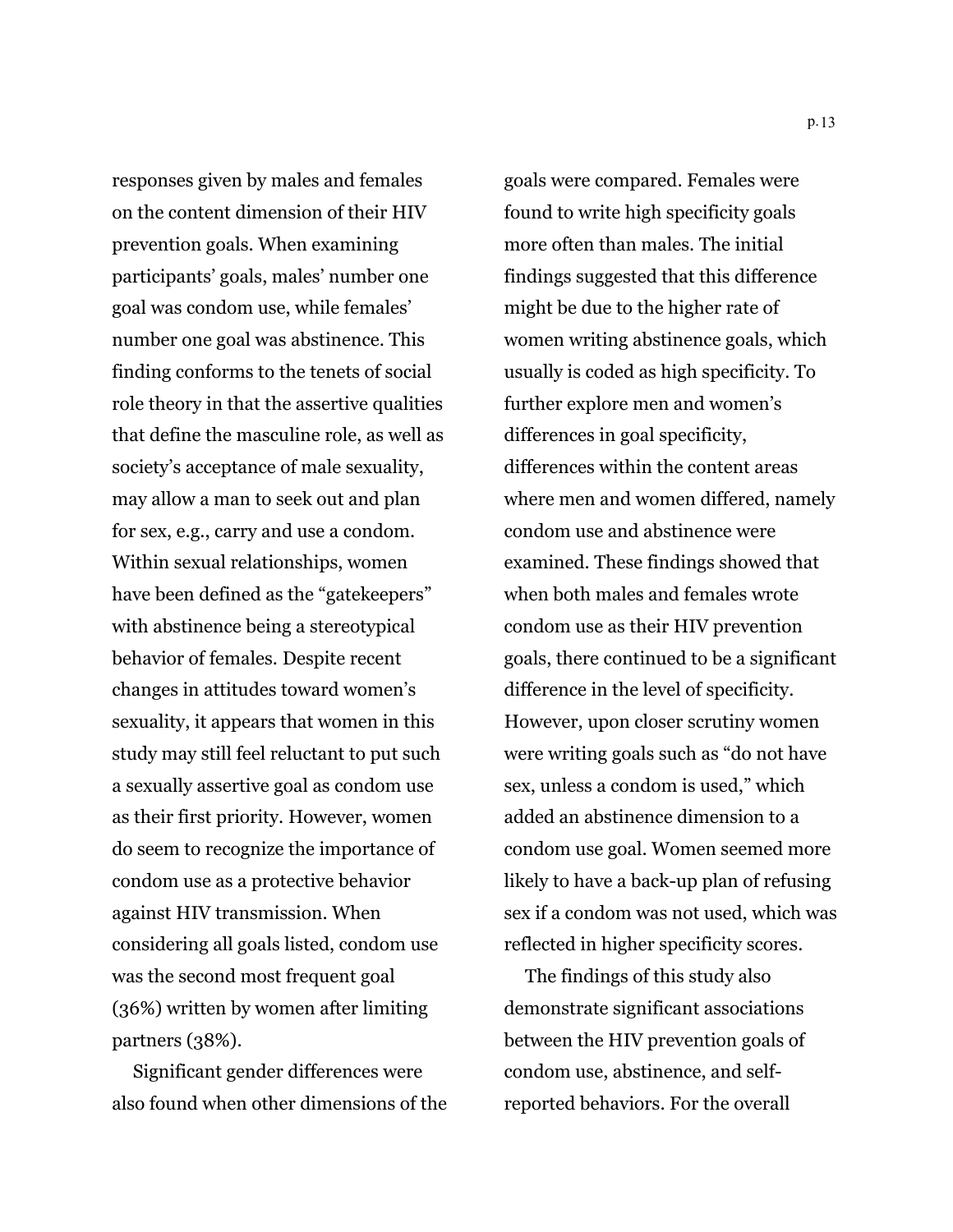responses given by males and females on the content dimension of their HIV prevention goals. When examining participants' goals, males' number one goal was condom use, while females' number one goal was abstinence. This finding conforms to the tenets of social role theory in that the assertive qualities that define the masculine role, as well as society's acceptance of male sexuality, may allow a man to seek out and plan for sex, e.g., carry and use a condom. Within sexual relationships, women have been defined as the "gatekeepers" with abstinence being a stereotypical behavior of females. Despite recent changes in attitudes toward women's sexuality, it appears that women in this study may still feel reluctant to put such a sexually assertive goal as condom use as their first priority. However, women do seem to recognize the importance of condom use as a protective behavior against HIV transmission. When considering all goals listed, condom use was the second most frequent goal (36%) written by women after limiting partners (38%).

Significant gender differences were also found when other dimensions of the goals were compared. Females were found to write high specificity goals more often than males. The initial findings suggested that this difference might be due to the higher rate of women writing abstinence goals, which usually is coded as high specificity. To further explore men and women's differences in goal specificity, differences within the content areas where men and women differed, namely condom use and abstinence were examined. These findings showed that when both males and females wrote condom use as their HIV prevention goals, there continued to be a significant difference in the level of specificity. However, upon closer scrutiny women were writing goals such as "do not have sex, unless a condom is used," which added an abstinence dimension to a condom use goal. Women seemed more likely to have a back-up plan of refusing sex if a condom was not used, which was reflected in higher specificity scores.

The findings of this study also demonstrate significant associations between the HIV prevention goals of condom use, abstinence, and self-reported behaviors. For the overall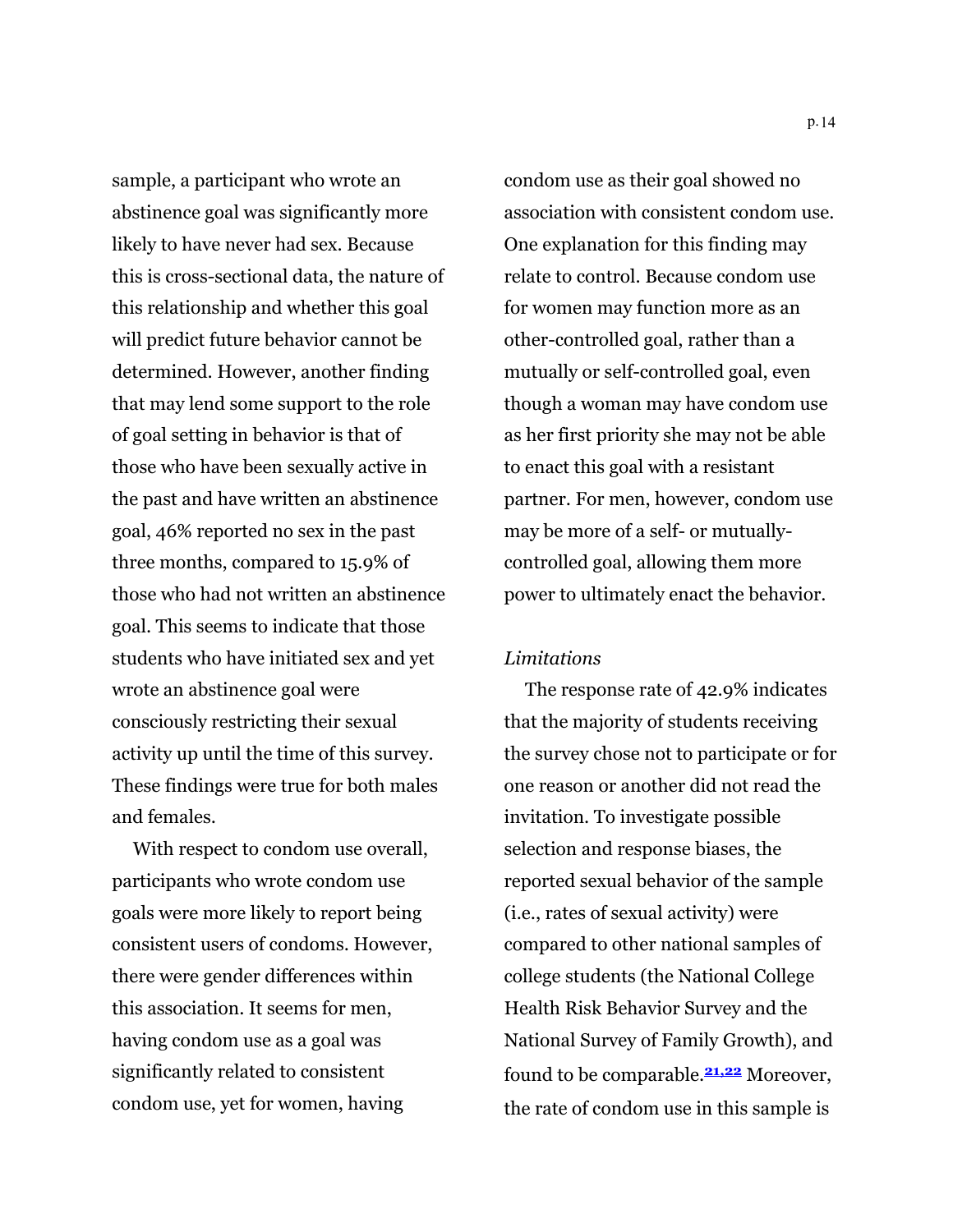sample, a participant who wrote an abstinence goal was significantly more likely to have never had sex. Because this is cross-sectional data, the nature of this relationship and whether this goal will predict future behavior cannot be determined. However, another finding that may lend some support to the role of goal setting in behavior is that of those who have been sexually active in the past and have written an abstinence goal, 46% reported no sex in the past three months, compared to 15.9% of those who had not written an abstinence goal. This seems to indicate that those students who have initiated sex and yet wrote an abstinence goal were consciously restricting their sexual activity up until the time of this survey. These findings were true for both males and females.

With respect to condom use overall, participants who wrote condom use goals were more likely to report being consistent users of condoms. However, there were gender differences within this association. It seems for men, having condom use as a goal was significantly related to consistent condom use, yet for women, having condom use as their goal showed no association with consistent condom use. One explanation for this finding may relate to control. Because condom use for women may function more as an other-controlled goal, rather than a mutually or self-controlled goal, even though a woman may have condom use as her first priority she may not be able to enact this goal with a resistant partner. For men, however, condom use may be more of a self- or mutually-controlled goal, allowing them more power to ultimately enact the behavior.

*Limitations*

The response rate of 42.9% indicates that the majority of students receiving the survey chose not to participate or for one reason or another did not read the invitation. To investigate possible selection and response biases, the reported sexual behavior of the sample (i.e., rates of sexual activity) were compared to other national samples of college students (the National College Health Risk Behavior Survey and the National Survey of Family Growth), and found to be comparable.[21,22] Moreover, the rate of condom use in this sample is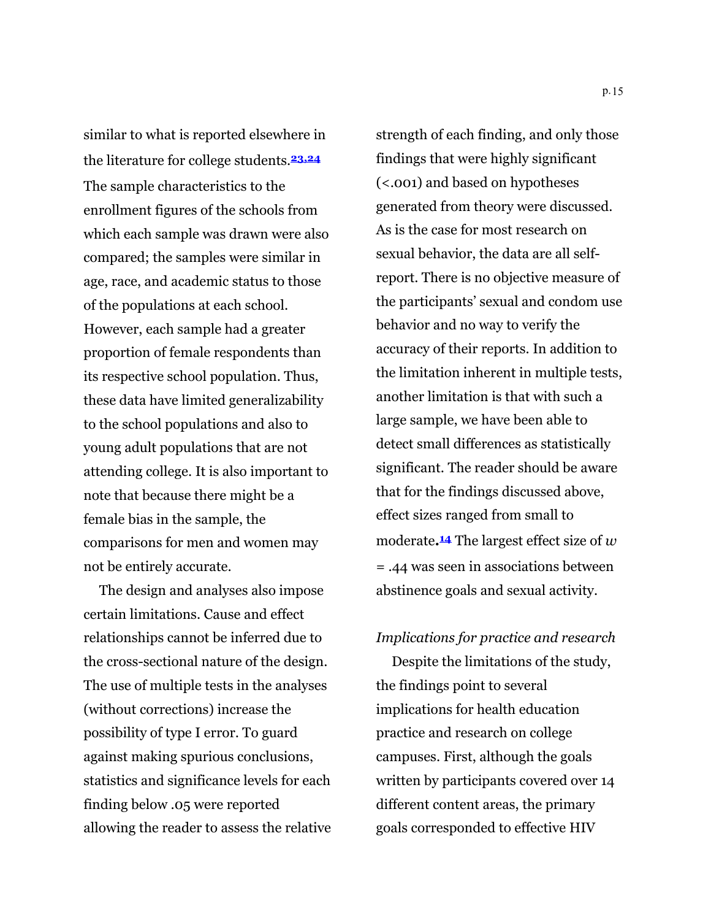similar to what is reported elsewhere in the literature for college students.[23,24] The sample characteristics to the enrollment figures of the schools from which each sample was drawn were also compared; the samples were similar in age, race, and academic status to those of the populations at each school. However, each sample had a greater proportion of female respondents than its respective school population. Thus, these data have limited generalizability to the school populations and also to young adult populations that are not attending college. It is also important to note that because there might be a female bias in the sample, the comparisons for men and women may not be entirely accurate.

The design and analyses also impose certain limitations. Cause and effect relationships cannot be inferred due to the cross-sectional nature of the design. The use of multiple tests in the analyses (without corrections) increase the possibility of type I error. To guard against making spurious conclusions, statistics and significance levels for each finding below .05 were reported allowing the reader to assess the relative strength of each finding, and only those findings that were highly significant (<.001) and based on hypotheses generated from theory were discussed. As is the case for most research on sexual behavior, the data are all self-report. There is no objective measure of the participants' sexual and condom use behavior and no way to verify the accuracy of their reports. In addition to the limitation inherent in multiple tests, another limitation is that with such a large sample, we have been able to detect small differences as statistically significant. The reader should be aware that for the findings discussed above, effect sizes ranged from small to moderate.[14] The largest effect size of $w = .44$ was seen in associations between abstinence goals and sexual activity.

*Implications for practice and research*

Despite the limitations of the study, the findings point to several implications for health education practice and research on college campuses. First, although the goals written by participants covered over 14 different content areas, the primary goals corresponded to effective HIV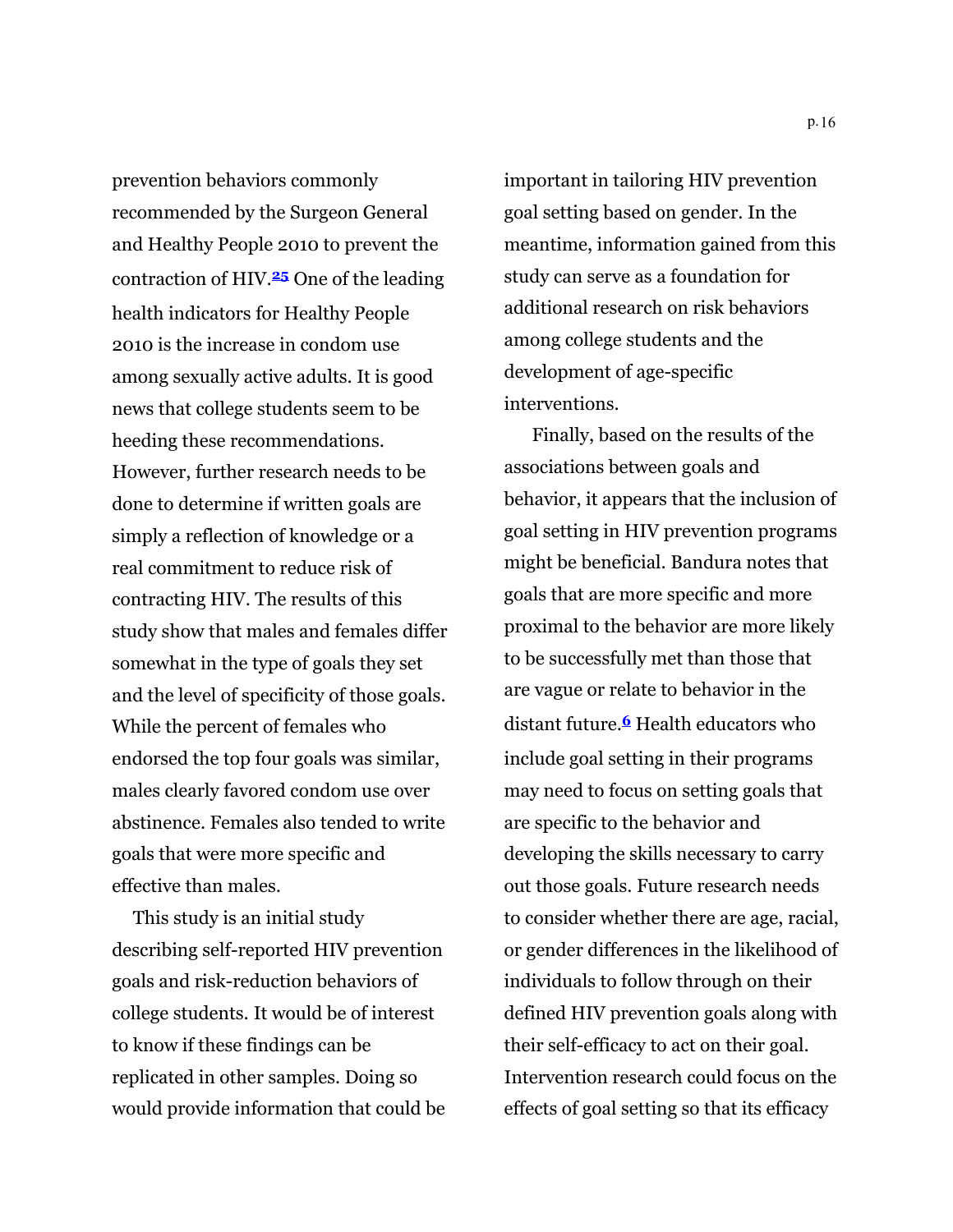prevention behaviors commonly recommended by the Surgeon General and Healthy People 2010 to prevent the contraction of HIV.[25] One of the leading health indicators for Healthy People 2010 is the increase in condom use among sexually active adults. It is good news that college students seem to be heeding these recommendations. However, further research needs to be done to determine if written goals are simply a reflection of knowledge or a real commitment to reduce risk of contracting HIV. The results of this study show that males and females differ somewhat in the type of goals they set and the level of specificity of those goals. While the percent of females who endorsed the top four goals was similar, males clearly favored condom use over abstinence. Females also tended to write goals that were more specific and effective than males.

This study is an initial study describing self-reported HIV prevention goals and risk-reduction behaviors of college students. It would be of interest to know if these findings can be replicated in other samples. Doing so would provide information that could be important in tailoring HIV prevention goal setting based on gender. In the meantime, information gained from this study can serve as a foundation for additional research on risk behaviors among college students and the development of age-specific interventions.

Finally, based on the results of the associations between goals and behavior, it appears that the inclusion of goal setting in HIV prevention programs might be beneficial. Bandura notes that goals that are more specific and more proximal to the behavior are more likely to be successfully met than those that are vague or relate to behavior in the distant future.[6] Health educators who include goal setting in their programs may need to focus on setting goals that are specific to the behavior and developing the skills necessary to carry out those goals. Future research needs to consider whether there are age, racial, or gender differences in the likelihood of individuals to follow through on their defined HIV prevention goals along with their self-efficacy to act on their goal. Intervention research could focus on the effects of goal setting so that its efficacy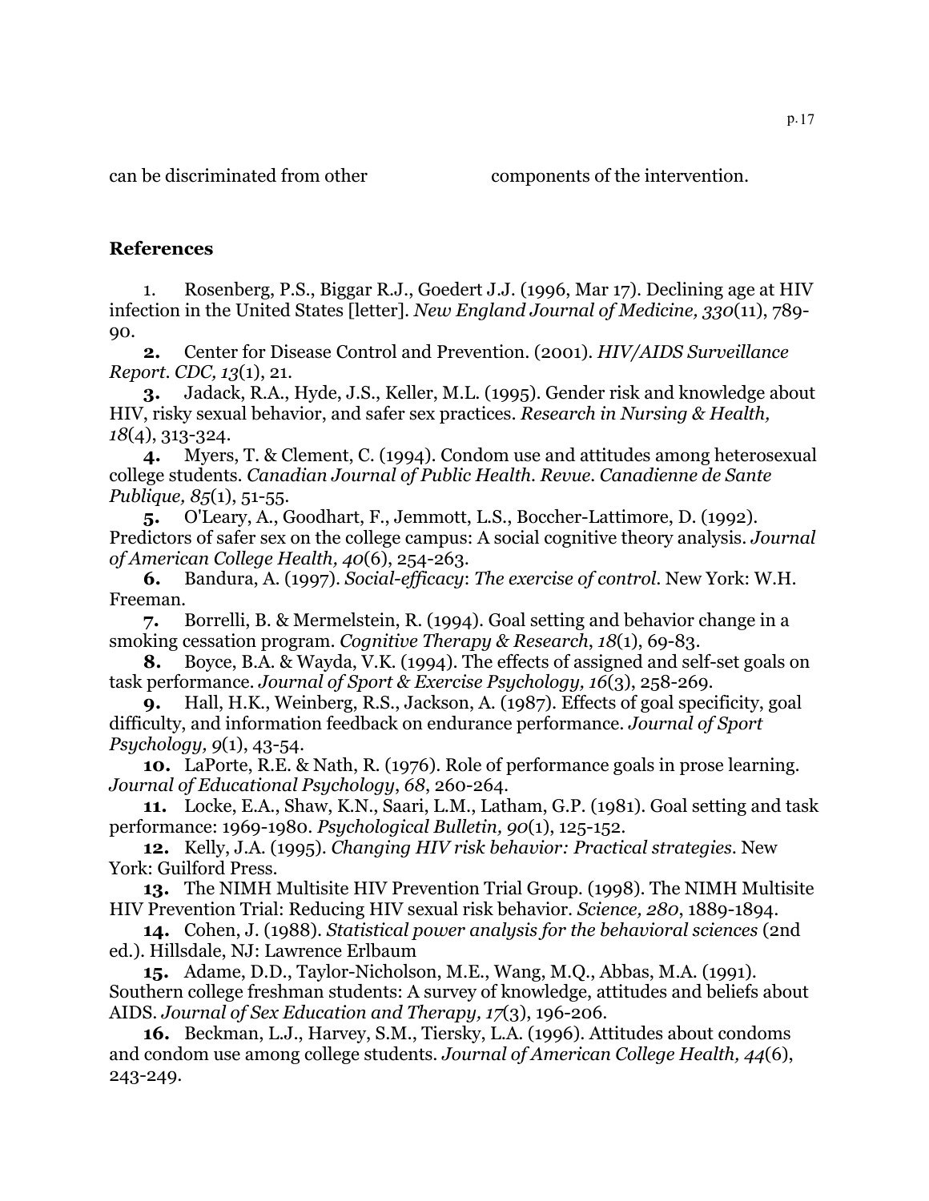can be discriminated from other components of the intervention.

## References

1. Rosenberg, P.S., Biggar R.J., Goedert J.J. (1996, Mar 17). Declining age at HIV infection in the United States [letter]. *New England Journal of Medicine, 330*(11), 789-90.
2. Center for Disease Control and Prevention. (2001). *HIV/AIDS Surveillance Report. CDC, 13*(1), 21.
3. Jadack, R.A., Hyde, J.S., Keller, M.L. (1995). Gender risk and knowledge about HIV, risky sexual behavior, and safer sex practices. *Research in Nursing & Health, 18*(4), 313-324.
4. Myers, T. & Clement, C. (1994). Condom use and attitudes among heterosexual college students. *Canadian Journal of Public Health. Revue. Canadienne de Sante Publique, 85*(1), 51-55.
5. O'Leary, A., Goodhart, F., Jemmott, L.S., Boccher-Lattimore, D. (1992). Predictors of safer sex on the college campus: A social cognitive theory analysis. *Journal of American College Health, 40*(6), 254-263.
6. Bandura, A. (1997). *Social-efficacy*: *The exercise of control*. New York: W.H. Freeman.
7. Borrelli, B. & Mermelstein, R. (1994). Goal setting and behavior change in a smoking cessation program. *Cognitive Therapy & Research*, *18*(1), 69-83.
8. Boyce, B.A. & Wayda, V.K. (1994). The effects of assigned and self-set goals on task performance. *Journal of Sport & Exercise Psychology, 16*(3), 258-269.
9. Hall, H.K., Weinberg, R.S., Jackson, A. (1987). Effects of goal specificity, goal difficulty, and information feedback on endurance performance. *Journal of Sport Psychology, 9*(1), 43-54.
10. LaPorte, R.E. & Nath, R. (1976). Role of performance goals in prose learning. *Journal of Educational Psychology*, *68*, 260-264.
11. Locke, E.A., Shaw, K.N., Saari, L.M., Latham, G.P. (1981). Goal setting and task performance: 1969-1980. *Psychological Bulletin, 90*(1), 125-152.
12. Kelly, J.A. (1995). *Changing HIV risk behavior: Practical strategies*. New York: Guilford Press.
13. The NIMH Multisite HIV Prevention Trial Group. (1998). The NIMH Multisite HIV Prevention Trial: Reducing HIV sexual risk behavior. *Science, 280*, 1889-1894.
14. Cohen, J. (1988). *Statistical power analysis for the behavioral sciences* (2nd ed.). Hillsdale, NJ: Lawrence Erlbaum
15. Adame, D.D., Taylor-Nicholson, M.E., Wang, M.Q., Abbas, M.A. (1991). Southern college freshman students: A survey of knowledge, attitudes and beliefs about AIDS. *Journal of Sex Education and Therapy, 17*(3), 196-206.
16. Beckman, L.J., Harvey, S.M., Tiersky, L.A. (1996). Attitudes about condoms and condom use among college students. *Journal of American College Health, 44*(6), 243-249.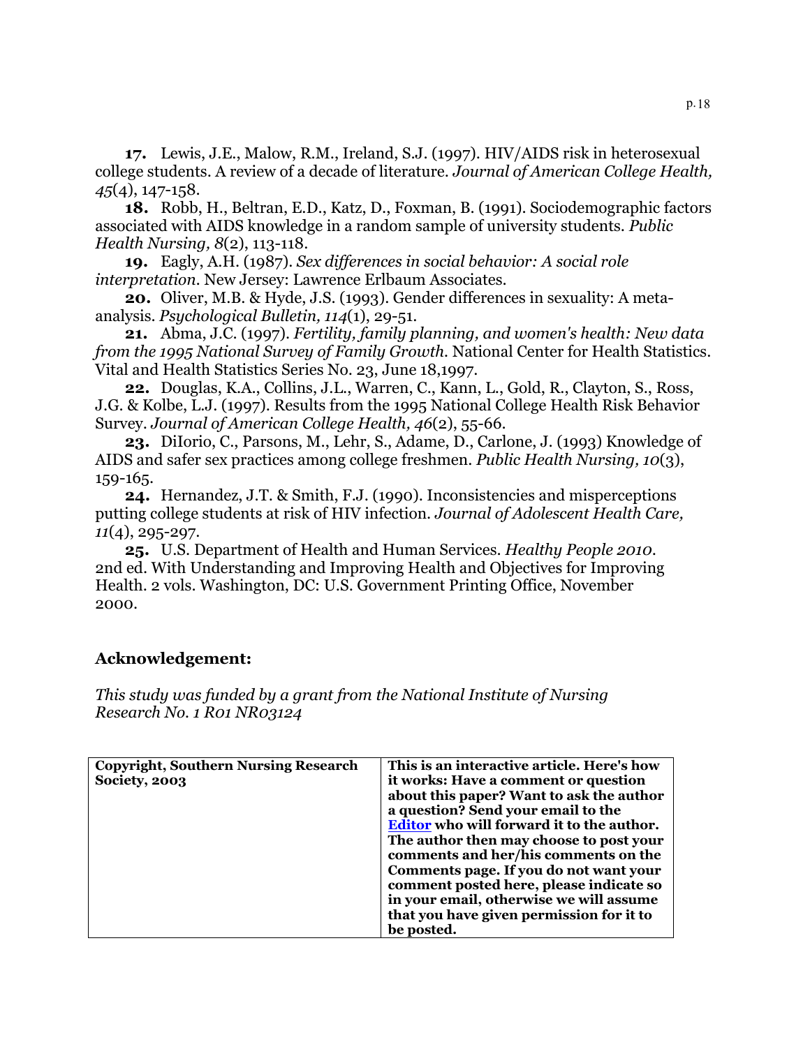**17.** Lewis, J.E., Malow, R.M., Ireland, S.J. (1997). HIV/AIDS risk in heterosexual college students. A review of a decade of literature. *Journal of American College Health, 45*(4), 147-158.

**18.** Robb, H., Beltran, E.D., Katz, D., Foxman, B. (1991). Sociodemographic factors associated with AIDS knowledge in a random sample of university students. *Public Health Nursing, 8*(2), 113-118.

**19.** Eagly, A.H. (1987). *Sex differences in social behavior: A social role interpretation*. New Jersey: Lawrence Erlbaum Associates.

**20.** Oliver, M.B. & Hyde, J.S. (1993). Gender differences in sexuality: A meta-analysis. *Psychological Bulletin, 114*(1), 29-51.

**21.** Abma, J.C. (1997). *Fertility, family planning, and women's health: New data from the 1995 National Survey of Family Growth*. National Center for Health Statistics. Vital and Health Statistics Series No. 23, June 18,1997.

**22.** Douglas, K.A., Collins, J.L., Warren, C., Kann, L., Gold, R., Clayton, S., Ross, J.G. & Kolbe, L.J. (1997). Results from the 1995 National College Health Risk Behavior Survey. *Journal of American College Health, 46*(2), 55-66.

**23.** DiIorio, C., Parsons, M., Lehr, S., Adame, D., Carlone, J. (1993) Knowledge of AIDS and safer sex practices among college freshmen. *Public Health Nursing, 10*(3), 159-165.

**24.** Hernandez, J.T. & Smith, F.J. (1990). Inconsistencies and misperceptions putting college students at risk of HIV infection. *Journal of Adolescent Health Care, 11*(4), 295-297.

**25.** U.S. Department of Health and Human Services. *Healthy People 2010*. 2nd ed. With Understanding and Improving Health and Objectives for Improving Health. 2 vols. Washington, DC: U.S. Government Printing Office, November 2000.

### Acknowledgement:

*This study was funded by a grant from the National Institute of Nursing Research No. 1 R01 NR03124*

| | |
|---|---|
| **Copyright, Southern Nursing Research Society, 2003** | **This is an interactive article. Here's how it works: Have a comment or question about this paper? Want to ask the author a question? Send your email to the Editor who will forward it to the author. The author then may choose to post your comments and her/his comments on the Comments page. If you do not want your comment posted here, please indicate so in your email, otherwise we will assume that you have given permission for it to be posted.** |